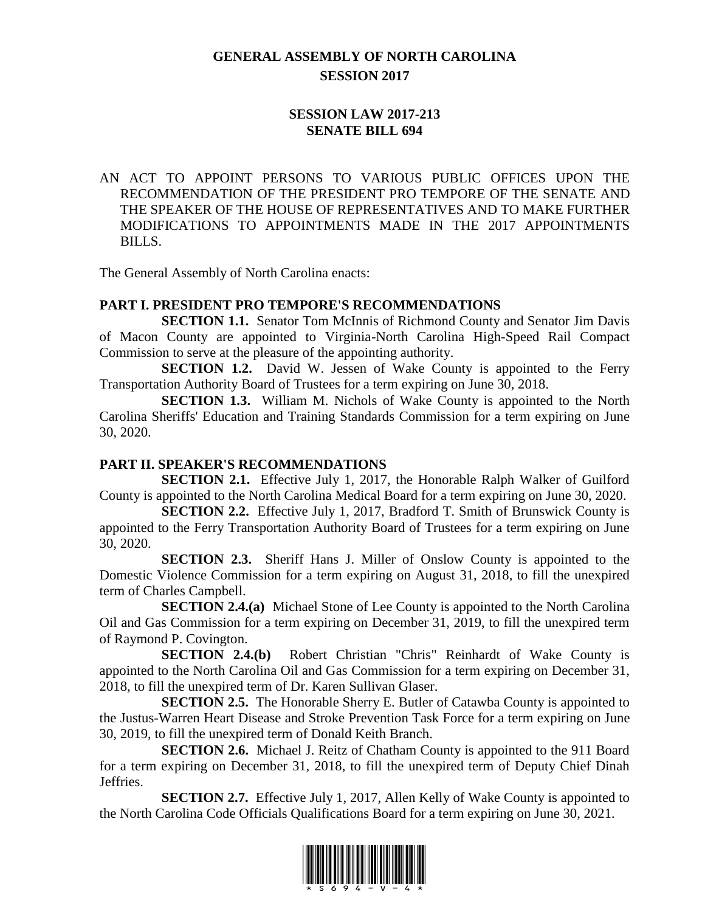# GENERAL ASSEMBLY OF NORTH CAROLINA
## SESSION 2017

## SESSION LAW 2017-213
## SENATE BILL 694

AN ACT TO APPOINT PERSONS TO VARIOUS PUBLIC OFFICES UPON THE RECOMMENDATION OF THE PRESIDENT PRO TEMPORE OF THE SENATE AND THE SPEAKER OF THE HOUSE OF REPRESENTATIVES AND TO MAKE FURTHER MODIFICATIONS TO APPOINTMENTS MADE IN THE 2017 APPOINTMENTS BILLS.

The General Assembly of North Carolina enacts:

### PART I. PRESIDENT PRO TEMPORE'S RECOMMENDATIONS

**SECTION 1.1.** Senator Tom McInnis of Richmond County and Senator Jim Davis of Macon County are appointed to Virginia-North Carolina High-Speed Rail Compact Commission to serve at the pleasure of the appointing authority.

**SECTION 1.2.** David W. Jessen of Wake County is appointed to the Ferry Transportation Authority Board of Trustees for a term expiring on June 30, 2018.

**SECTION 1.3.** William M. Nichols of Wake County is appointed to the North Carolina Sheriffs' Education and Training Standards Commission for a term expiring on June 30, 2020.

### PART II. SPEAKER'S RECOMMENDATIONS

**SECTION 2.1.** Effective July 1, 2017, the Honorable Ralph Walker of Guilford County is appointed to the North Carolina Medical Board for a term expiring on June 30, 2020.

**SECTION 2.2.** Effective July 1, 2017, Bradford T. Smith of Brunswick County is appointed to the Ferry Transportation Authority Board of Trustees for a term expiring on June 30, 2020.

**SECTION 2.3.** Sheriff Hans J. Miller of Onslow County is appointed to the Domestic Violence Commission for a term expiring on August 31, 2018, to fill the unexpired term of Charles Campbell.

**SECTION 2.4.(a)** Michael Stone of Lee County is appointed to the North Carolina Oil and Gas Commission for a term expiring on December 31, 2019, to fill the unexpired term of Raymond P. Covington.

**SECTION 2.4.(b)** Robert Christian "Chris" Reinhardt of Wake County is appointed to the North Carolina Oil and Gas Commission for a term expiring on December 31, 2018, to fill the unexpired term of Dr. Karen Sullivan Glaser.

**SECTION 2.5.** The Honorable Sherry E. Butler of Catawba County is appointed to the Justus-Warren Heart Disease and Stroke Prevention Task Force for a term expiring on June 30, 2019, to fill the unexpired term of Donald Keith Branch.

**SECTION 2.6.** Michael J. Reitz of Chatham County is appointed to the 911 Board for a term expiring on December 31, 2018, to fill the unexpired term of Deputy Chief Dinah Jeffries.

**SECTION 2.7.** Effective July 1, 2017, Allen Kelly of Wake County is appointed to the North Carolina Code Officials Qualifications Board for a term expiring on June 30, 2021.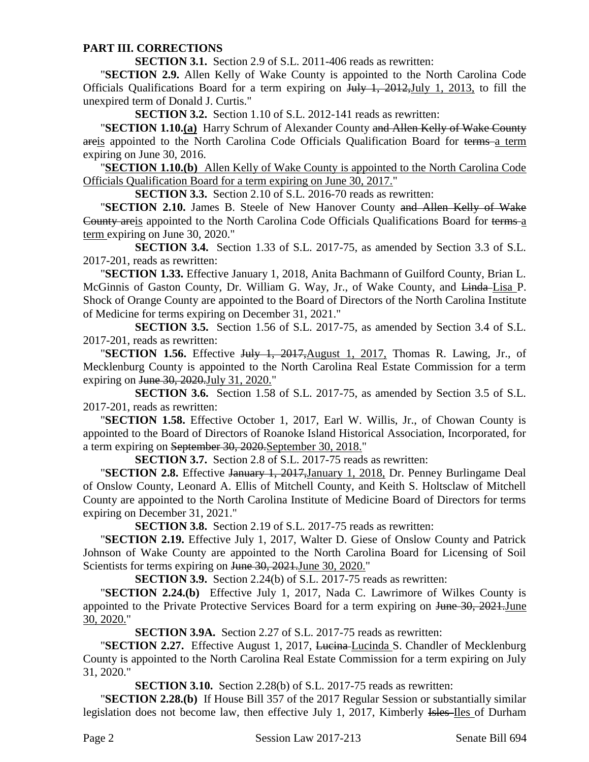**PART III. CORRECTIONS**

**SECTION 3.1.** Section 2.9 of S.L. 2011-406 reads as rewritten:

"**SECTION 2.9.** Allen Kelly of Wake County is appointed to the North Carolina Code Officials Qualifications Board for a term expiring on ~~July 1, 2012,~~<u>July 1, 2013,</u> to fill the unexpired term of Donald J. Curtis."

**SECTION 3.2.** Section 1.10 of S.L. 2012-141 reads as rewritten:

"**SECTION 1.10.<u>(a)</u>** Harry Schrum of Alexander County ~~and Allen Kelly of Wake County are~~<u>is</u> appointed to the North Carolina Code Officials Qualification Board for ~~terms~~ <u>a term</u> expiring on June 30, 2016.

"<u>**SECTION 1.10.(b)** Allen Kelly of Wake County is appointed to the North Carolina Code Officials Qualification Board for a term expiring on June 30, 2017.</u>"

**SECTION 3.3.** Section 2.10 of S.L. 2016-70 reads as rewritten:

"**SECTION 2.10.** James B. Steele of New Hanover County ~~and Allen Kelly of Wake County are~~<u>is</u> appointed to the North Carolina Code Officials Qualifications Board for ~~terms~~ <u>a term</u> expiring on June 30, 2020."

**SECTION 3.4.** Section 1.33 of S.L. 2017-75, as amended by Section 3.3 of S.L. 2017-201, reads as rewritten:

"**SECTION 1.33.** Effective January 1, 2018, Anita Bachmann of Guilford County, Brian L. McGinnis of Gaston County, Dr. William G. Way, Jr., of Wake County, and ~~Linda~~ <u>Lisa</u> P. Shock of Orange County are appointed to the Board of Directors of the North Carolina Institute of Medicine for terms expiring on December 31, 2021."

**SECTION 3.5.** Section 1.56 of S.L. 2017-75, as amended by Section 3.4 of S.L. 2017-201, reads as rewritten:

"**SECTION 1.56.** Effective ~~July 1, 2017,~~<u>August 1, 2017,</u> Thomas R. Lawing, Jr., of Mecklenburg County is appointed to the North Carolina Real Estate Commission for a term expiring on ~~June 30, 2020.~~<u>July 31, 2020.</u>"

**SECTION 3.6.** Section 1.58 of S.L. 2017-75, as amended by Section 3.5 of S.L. 2017-201, reads as rewritten:

"**SECTION 1.58.** Effective October 1, 2017, Earl W. Willis, Jr., of Chowan County is appointed to the Board of Directors of Roanoke Island Historical Association, Incorporated, for a term expiring on ~~September 30, 2020.~~<u>September 30, 2018.</u>"

**SECTION 3.7.** Section 2.8 of S.L. 2017-75 reads as rewritten:

"**SECTION 2.8.** Effective ~~January 1, 2017,~~<u>January 1, 2018,</u> Dr. Penney Burlingame Deal of Onslow County, Leonard A. Ellis of Mitchell County, and Keith S. Holtsclaw of Mitchell County are appointed to the North Carolina Institute of Medicine Board of Directors for terms expiring on December 31, 2021."

**SECTION 3.8.** Section 2.19 of S.L. 2017-75 reads as rewritten:

"**SECTION 2.19.** Effective July 1, 2017, Walter D. Giese of Onslow County and Patrick Johnson of Wake County are appointed to the North Carolina Board for Licensing of Soil Scientists for terms expiring on ~~June 30, 2021.~~<u>June 30, 2020.</u>"

**SECTION 3.9.** Section 2.24(b) of S.L. 2017-75 reads as rewritten:

"**SECTION 2.24.(b)** Effective July 1, 2017, Nada C. Lawrimore of Wilkes County is appointed to the Private Protective Services Board for a term expiring on ~~June 30, 2021.~~<u>June 30, 2020.</u>"

**SECTION 3.9A.** Section 2.27 of S.L. 2017-75 reads as rewritten:

"**SECTION 2.27.** Effective August 1, 2017, ~~Lucina~~ <u>Lucinda</u> S. Chandler of Mecklenburg County is appointed to the North Carolina Real Estate Commission for a term expiring on July 31, 2020."

**SECTION 3.10.** Section 2.28(b) of S.L. 2017-75 reads as rewritten:

"**SECTION 2.28.(b)** If House Bill 357 of the 2017 Regular Session or substantially similar legislation does not become law, then effective July 1, 2017, Kimberly ~~Isles~~ <u>Iles</u> of Durham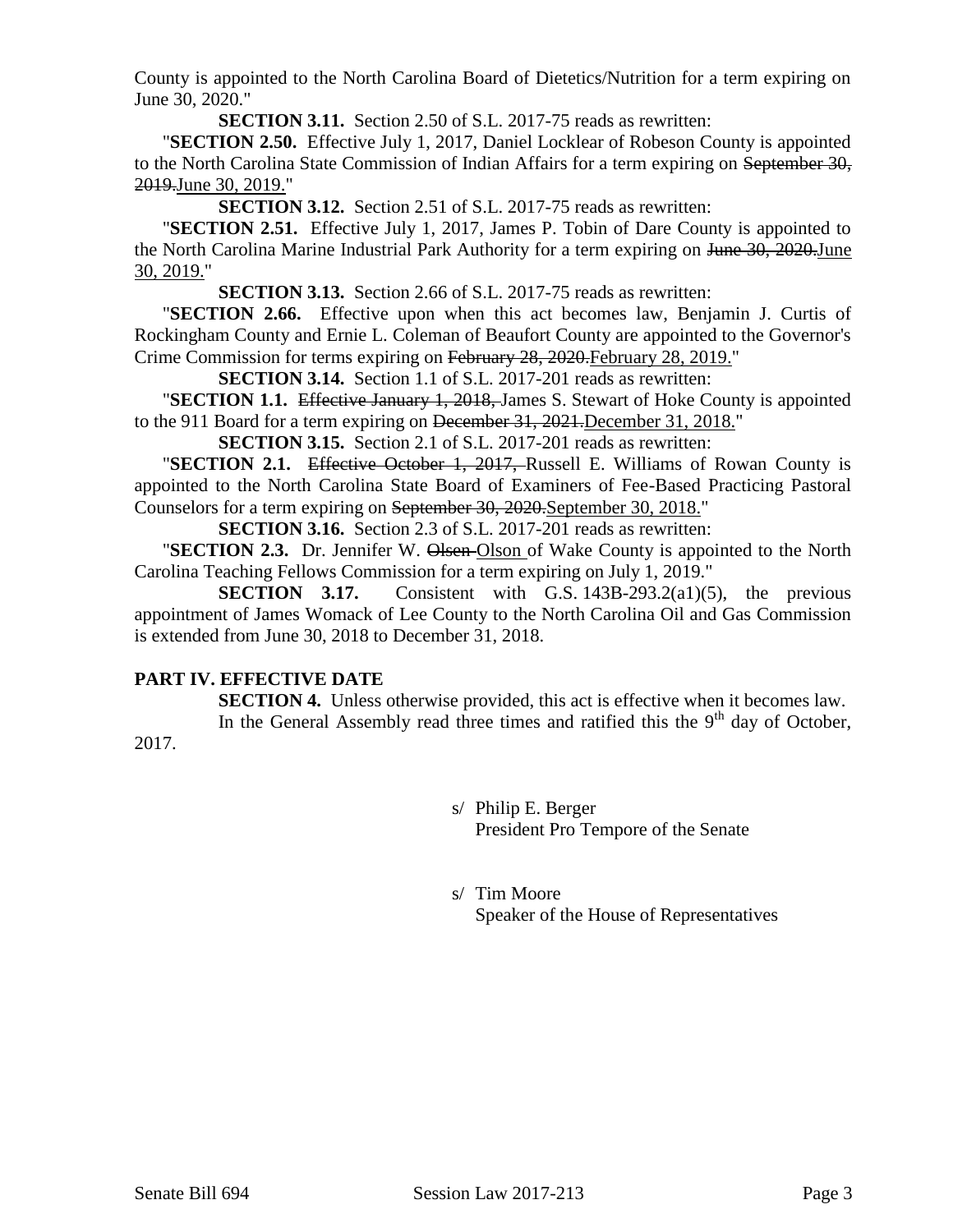County is appointed to the North Carolina Board of Dietetics/Nutrition for a term expiring on June 30, 2020."

**SECTION 3.11.** Section 2.50 of S.L. 2017-75 reads as rewritten:

"**SECTION 2.50.** Effective July 1, 2017, Daniel Locklear of Robeson County is appointed to the North Carolina State Commission of Indian Affairs for a term expiring on ~~September 30, 2019.~~June 30, 2019."

**SECTION 3.12.** Section 2.51 of S.L. 2017-75 reads as rewritten:

"**SECTION 2.51.** Effective July 1, 2017, James P. Tobin of Dare County is appointed to the North Carolina Marine Industrial Park Authority for a term expiring on ~~June 30, 2020.~~June 30, 2019."

**SECTION 3.13.** Section 2.66 of S.L. 2017-75 reads as rewritten:

"**SECTION 2.66.** Effective upon when this act becomes law, Benjamin J. Curtis of Rockingham County and Ernie L. Coleman of Beaufort County are appointed to the Governor's Crime Commission for terms expiring on ~~February 28, 2020.~~February 28, 2019."

**SECTION 3.14.** Section 1.1 of S.L. 2017-201 reads as rewritten:

"**SECTION 1.1.** ~~Effective January 1, 2018,~~ James S. Stewart of Hoke County is appointed to the 911 Board for a term expiring on ~~December 31, 2021.~~December 31, 2018."

**SECTION 3.15.** Section 2.1 of S.L. 2017-201 reads as rewritten:

"**SECTION 2.1.** ~~Effective October 1, 2017,~~ Russell E. Williams of Rowan County is appointed to the North Carolina State Board of Examiners of Fee-Based Practicing Pastoral Counselors for a term expiring on ~~September 30, 2020.~~September 30, 2018."

**SECTION 3.16.** Section 2.3 of S.L. 2017-201 reads as rewritten:

"**SECTION 2.3.** Dr. Jennifer W. ~~Olsen~~ Olson of Wake County is appointed to the North Carolina Teaching Fellows Commission for a term expiring on July 1, 2019."

**SECTION 3.17.** Consistent with G.S. 143B-293.2(a1)(5), the previous appointment of James Womack of Lee County to the North Carolina Oil and Gas Commission is extended from June 30, 2018 to December 31, 2018.

## PART IV. EFFECTIVE DATE

**SECTION 4.** Unless otherwise provided, this act is effective when it becomes law.

In the General Assembly read three times and ratified this the 9th day of October, 2017.

s/ Philip E. Berger
President Pro Tempore of the Senate

s/ Tim Moore
Speaker of the House of Representatives